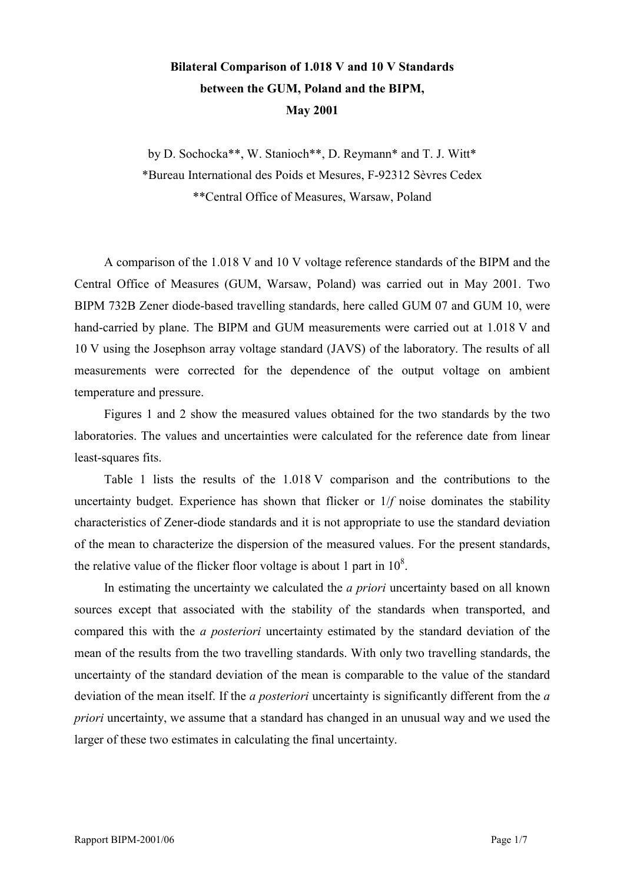# Bilateral Comparison of 1.018 V and 10 V Standards between the GUM, Poland and the BIPM, May 2001

by D. Sochocka**, W. Stanioch**, D. Reymann* and T. J. Witt*

*Bureau International des Poids et Mesures, F-92312 Sèvres Cedex

**Central Office of Measures, Warsaw, Poland

A comparison of the 1.018 V and 10 V voltage reference standards of the BIPM and the Central Office of Measures (GUM, Warsaw, Poland) was carried out in May 2001. Two BIPM 732B Zener diode-based travelling standards, here called GUM 07 and GUM 10, were hand-carried by plane. The BIPM and GUM measurements were carried out at 1.018 V and 10 V using the Josephson array voltage standard (JAVS) of the laboratory. The results of all measurements were corrected for the dependence of the output voltage on ambient temperature and pressure.

Figures 1 and 2 show the measured values obtained for the two standards by the two laboratories. The values and uncertainties were calculated for the reference date from linear least-squares fits.

Table 1 lists the results of the 1.018 V comparison and the contributions to the uncertainty budget. Experience has shown that flicker or $1/f$ noise dominates the stability characteristics of Zener-diode standards and it is not appropriate to use the standard deviation of the mean to characterize the dispersion of the measured values. For the present standards, the relative value of the flicker floor voltage is about 1 part in $10^8$.

In estimating the uncertainty we calculated the *a priori* uncertainty based on all known sources except that associated with the stability of the standards when transported, and compared this with the *a posteriori* uncertainty estimated by the standard deviation of the mean of the results from the two travelling standards. With only two travelling standards, the uncertainty of the standard deviation of the mean is comparable to the value of the standard deviation of the mean itself. If the *a posteriori* uncertainty is significantly different from the *a priori* uncertainty, we assume that a standard has changed in an unusual way and we used the larger of these two estimates in calculating the final uncertainty.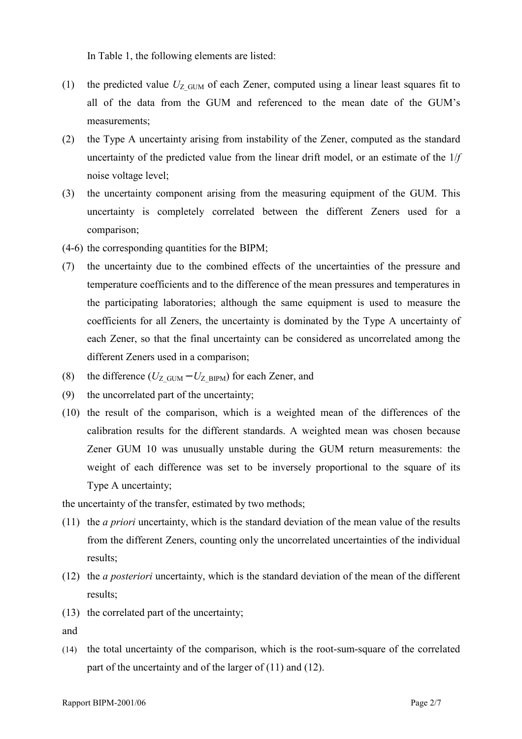In Table 1, the following elements are listed:

(1) the predicted value $U_{Z\_GUM}$ of each Zener, computed using a linear least squares fit to all of the data from the GUM and referenced to the mean date of the GUM's measurements;

(2) the Type A uncertainty arising from instability of the Zener, computed as the standard uncertainty of the predicted value from the linear drift model, or an estimate of the $1/f$ noise voltage level;

(3) the uncertainty component arising from the measuring equipment of the GUM. This uncertainty is completely correlated between the different Zeners used for a comparison;

(4-6) the corresponding quantities for the BIPM;

(7) the uncertainty due to the combined effects of the uncertainties of the pressure and temperature coefficients and to the difference of the mean pressures and temperatures in the participating laboratories; although the same equipment is used to measure the coefficients for all Zeners, the uncertainty is dominated by the Type A uncertainty of each Zener, so that the final uncertainty can be considered as uncorrelated among the different Zeners used in a comparison;

(8) the difference ($U_{Z\_GUM} - U_{Z\_BIPM}$) for each Zener, and

(9) the uncorrelated part of the uncertainty;

(10) the result of the comparison, which is a weighted mean of the differences of the calibration results for the different standards. A weighted mean was chosen because Zener GUM 10 was unusually unstable during the GUM return measurements: the weight of each difference was set to be inversely proportional to the square of its Type A uncertainty;

the uncertainty of the transfer, estimated by two methods;

(11) the *a priori* uncertainty, which is the standard deviation of the mean value of the results from the different Zeners, counting only the uncorrelated uncertainties of the individual results;

(12) the *a posteriori* uncertainty, which is the standard deviation of the mean of the different results;

(13) the correlated part of the uncertainty;

and

(14) the total uncertainty of the comparison, which is the root-sum-square of the correlated part of the uncertainty and of the larger of (11) and (12).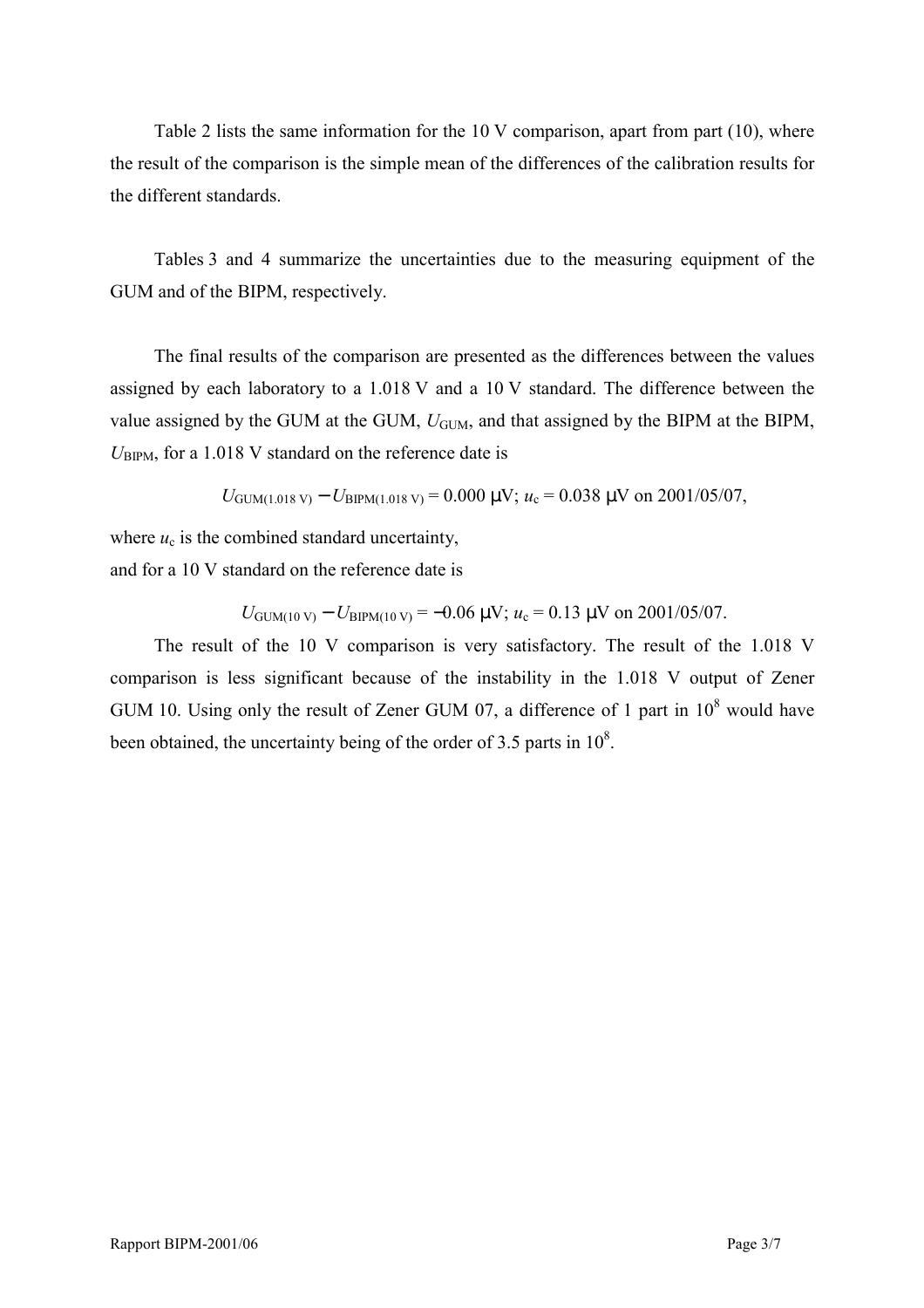Table 2 lists the same information for the 10 V comparison, apart from part (10), where the result of the comparison is the simple mean of the differences of the calibration results for the different standards.

Tables 3 and 4 summarize the uncertainties due to the measuring equipment of the GUM and of the BIPM, respectively.

The final results of the comparison are presented as the differences between the values assigned by each laboratory to a 1.018 V and a 10 V standard. The difference between the value assigned by the GUM at the GUM, $U_{\mathrm{GUM}}$, and that assigned by the BIPM at the BIPM, $U_{\mathrm{BIPM}}$, for a 1.018 V standard on the reference date is

$$U_{\mathrm{GUM(1.018\ V)}} - U_{\mathrm{BIPM(1.018\ V)}} = 0.000\ \mu\mathrm{V};\ u_{\mathrm{c}} = 0.038\ \mu\mathrm{V}\ \text{on 2001/05/07},$$

where $u_{\mathrm{c}}$ is the combined standard uncertainty,
and for a 10 V standard on the reference date is

$$U_{\mathrm{GUM(10\ V)}} - U_{\mathrm{BIPM(10\ V)}} = -0.06\ \mu\mathrm{V};\ u_{\mathrm{c}} = 0.13\ \mu\mathrm{V}\ \text{on 2001/05/07}.$$

The result of the 10 V comparison is very satisfactory. The result of the 1.018 V comparison is less significant because of the instability in the 1.018 V output of Zener GUM 10. Using only the result of Zener GUM 07, a difference of 1 part in $10^8$ would have been obtained, the uncertainty being of the order of 3.5 parts in $10^8$.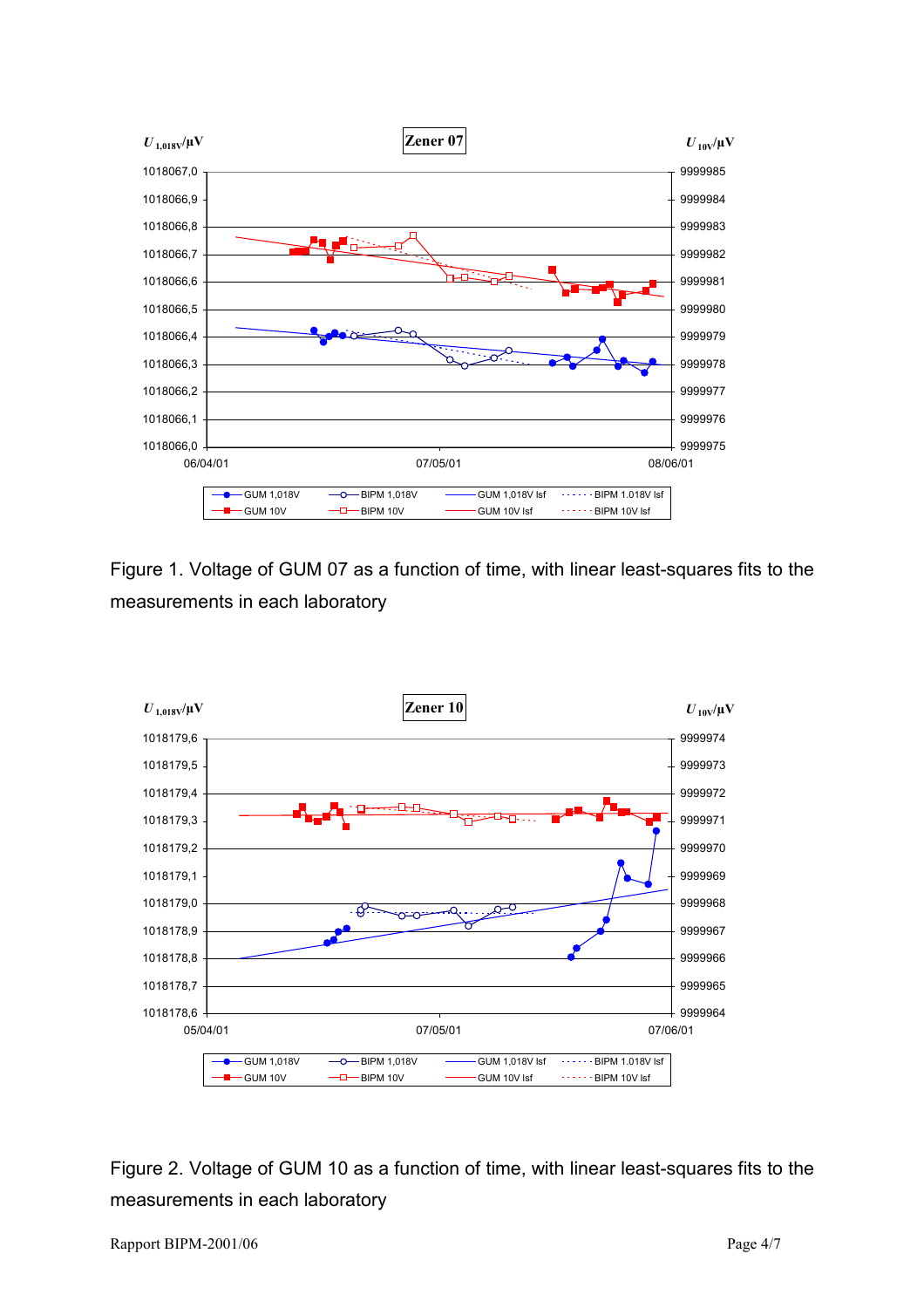Figure 1. Voltage of GUM 07 as a function of time, with linear least-squares fits to the measurements in each laboratory

Figure 2. Voltage of GUM 10 as a function of time, with linear least-squares fits to the measurements in each laboratory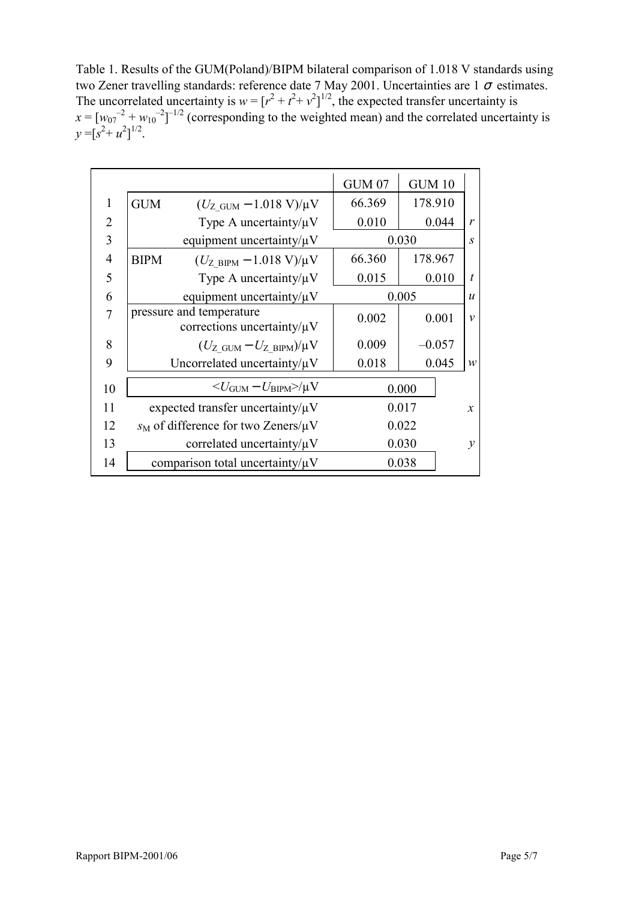Table 1. Results of the GUM(Poland)/BIPM bilateral comparison of 1.018 V standards using two Zener travelling standards: reference date 7 May 2001. Uncertainties are 1 $\sigma$ estimates. The uncorrelated uncertainty is $w = [r^2 + t^2 + v^2]^{1/2}$, the expected transfer uncertainty is $x = [w_{07}^{-2} + w_{10}^{-2}]^{-1/2}$ (corresponding to the weighted mean) and the correlated uncertainty is $y = [s^2 + u^2]^{1/2}$.

| | | | GUM 07 | GUM 10 | |
|---|---|---|---|---|---|
| 1 | GUM | $(U_{\text{Z\_GUM}} - 1.018\ \text{V})/\mu\text{V}$ | 66.369 | 178.910 | |
| 2 | | Type A uncertainty/μV | 0.010 | 0.044 | $r$ |
| 3 | | equipment uncertainty/μV | 0.030 | | $s$ |
| 4 | BIPM | $(U_{\text{Z\_BIPM}} - 1.018\ \text{V})/\mu\text{V}$ | 66.360 | 178.967 | |
| 5 | | Type A uncertainty/μV | 0.015 | 0.010 | $t$ |
| 6 | | equipment uncertainty/μV | 0.005 | | $u$ |
| 7 | pressure and temperature corrections uncertainty/μV | | 0.002 | 0.001 | $v$ |
| 8 | | $(U_{\text{Z\_GUM}} - U_{\text{Z\_BIPM}})/\mu\text{V}$ | 0.009 | –0.057 | |
| 9 | | Uncorrelated uncertainty/μV | 0.018 | 0.045 | $w$ |
| 10 | | $<U_{\text{GUM}} - U_{\text{BIPM}}>/\mu\text{V}$ | 0.000 | | |
| 11 | | expected transfer uncertainty/μV | 0.017 | | $x$ |
| 12 | | $s_{\text{M}}$ of difference for two Zeners/μV | 0.022 | | |
| 13 | | correlated uncertainty/μV | 0.030 | | $y$ |
| 14 | | comparison total uncertainty/μV | 0.038 | | |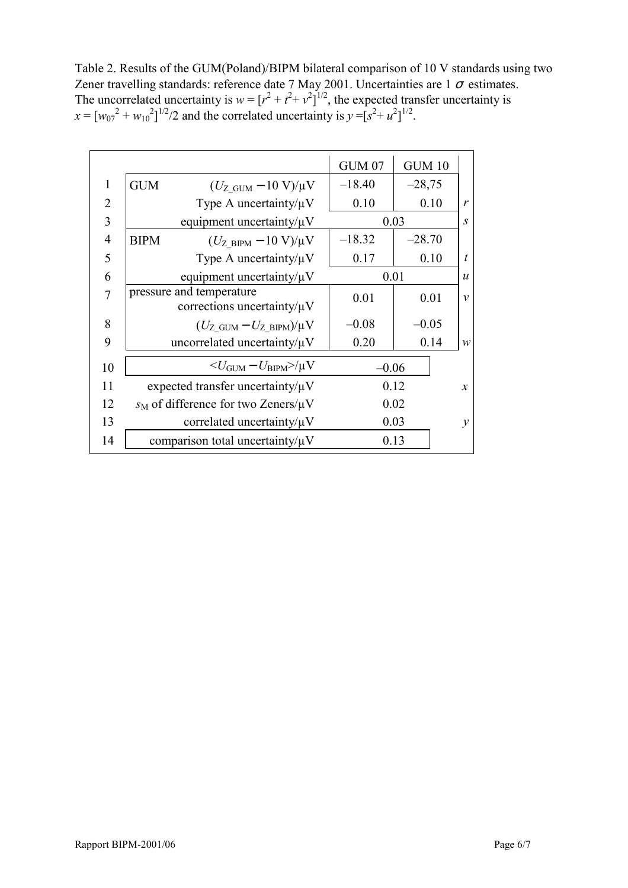Table 2. Results of the GUM(Poland)/BIPM bilateral comparison of 10 V standards using two Zener travelling standards: reference date 7 May 2001. Uncertainties are 1 $\sigma$ estimates. The uncorrelated uncertainty is $w = [r^2 + t^2 + v^2]^{1/2}$, the expected transfer uncertainty is $x = [w_{07}^2 + w_{10}^2]^{1/2}/2$ and the correlated uncertainty is $y = [s^2 + u^2]^{1/2}$.

| | | | GUM 07 | GUM 10 | |
|---|---|---|---|---|---|
| 1 | GUM | $(U_{\mathrm{Z\_GUM}} - 10\ \mathrm{V})/\mu\mathrm{V}$ | –18.40 | –28,75 | |
| 2 | | Type A uncertainty/μV | 0.10 | 0.10 | $r$ |
| 3 | | equipment uncertainty/μV | 0.03 | | $s$ |
| 4 | BIPM | $(U_{\mathrm{Z\_BIPM}} - 10\ \mathrm{V})/\mu\mathrm{V}$ | –18.32 | –28.70 | |
| 5 | | Type A uncertainty/μV | 0.17 | 0.10 | $t$ |
| 6 | | equipment uncertainty/μV | 0.01 | | $u$ |
| 7 | | pressure and temperature corrections uncertainty/μV | 0.01 | 0.01 | $v$ |
| 8 | | $(U_{\mathrm{Z\_GUM}} - U_{\mathrm{Z\_BIPM}})/\mu\mathrm{V}$ | –0.08 | –0.05 | |
| 9 | | uncorrelated uncertainty/μV | 0.20 | 0.14 | $w$ |
| 10 | | $<U_{\mathrm{GUM}} - U_{\mathrm{BIPM}}>/\mu\mathrm{V}$ | –0.06 | | |
| 11 | | expected transfer uncertainty/μV | 0.12 | | $x$ |
| 12 | | $s_{\mathrm{M}}$ of difference for two Zeners/μV | 0.02 | | |
| 13 | | correlated uncertainty/μV | 0.03 | | $y$ |
| 14 | | comparison total uncertainty/μV | 0.13 | | |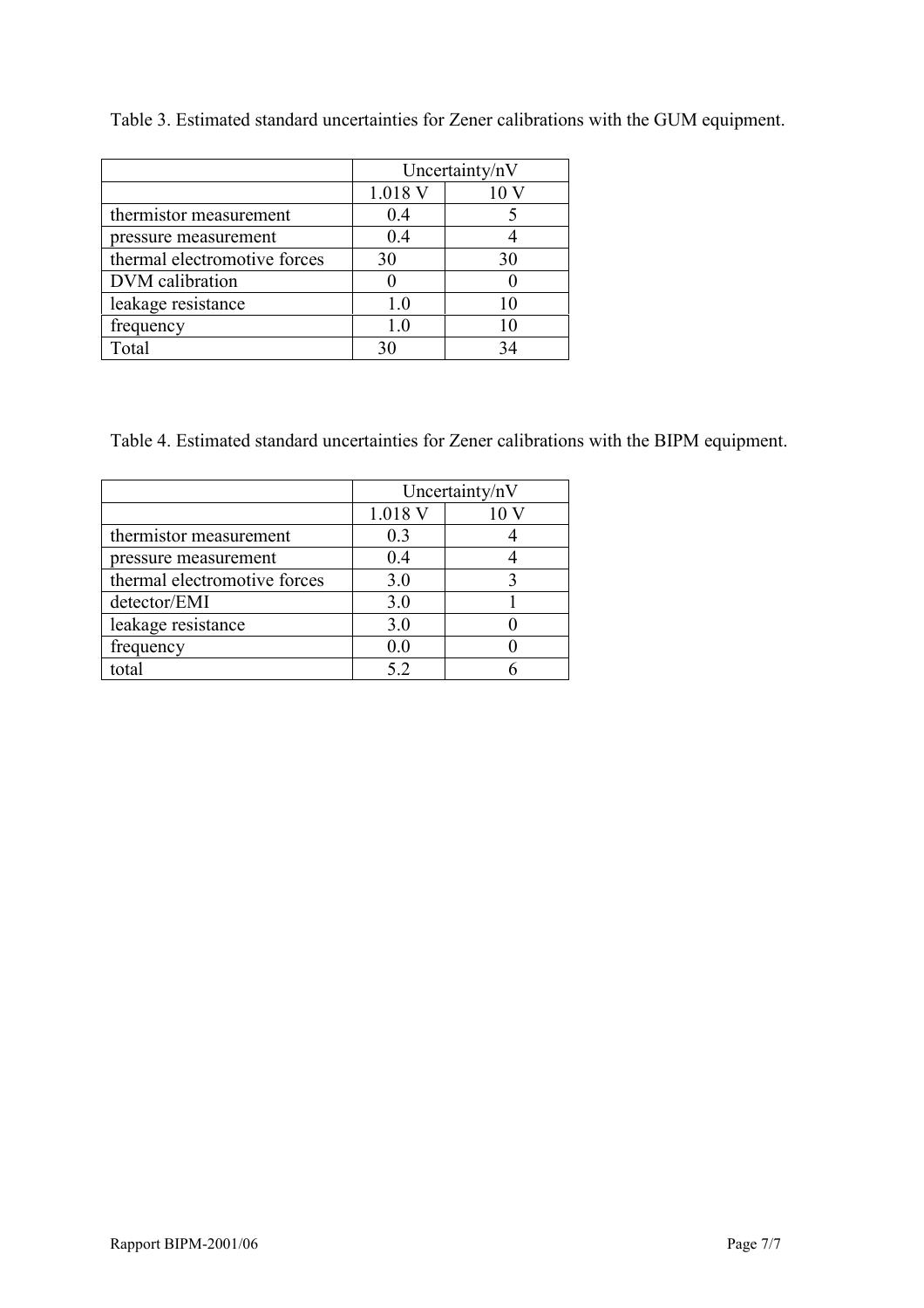Table 3. Estimated standard uncertainties for Zener calibrations with the GUM equipment.

| | Uncertainty/nV | |
|---|---|---|
| | 1.018 V | 10 V |
| thermistor measurement | 0.4 | 5 |
| pressure measurement | 0.4 | 4 |
| thermal electromotive forces | 30 | 30 |
| DVM calibration | 0 | 0 |
| leakage resistance | 1.0 | 10 |
| frequency | 1.0 | 10 |
| Total | 30 | 34 |

Table 4. Estimated standard uncertainties for Zener calibrations with the BIPM equipment.

| | Uncertainty/nV | |
|---|---|---|
| | 1.018 V | 10 V |
| thermistor measurement | 0.3 | 4 |
| pressure measurement | 0.4 | 4 |
| thermal electromotive forces | 3.0 | 3 |
| detector/EMI | 3.0 | 1 |
| leakage resistance | 3.0 | 0 |
| frequency | 0.0 | 0 |
| total | 5.2 | 6 |